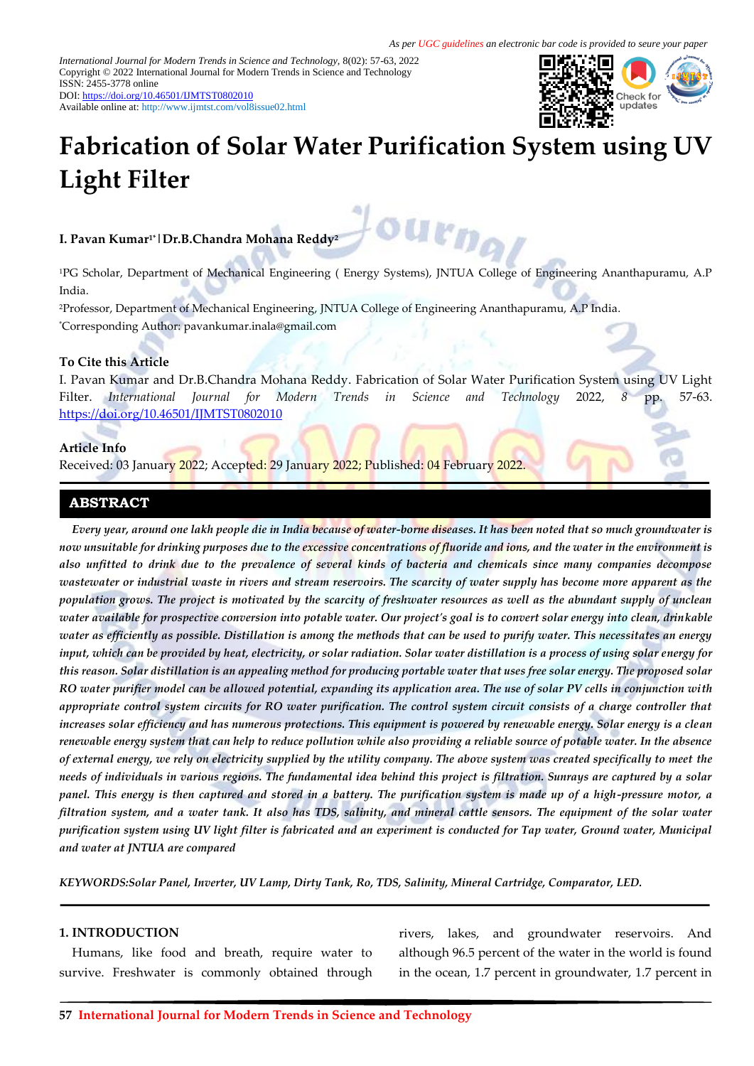As per UGC guidelines an electronic bar code is provided to seure your paper

*International Journal for Modern Trends in Science and Technology*, 8(02): 57-63, 2022
Copyright © 2022 International Journal for Modern Trends in Science and Technology
ISSN: 2455-3778 online
DOI: https://doi.org/10.46501/IJMTST0802010
Available online at: http://www.ijmtst.com/vol8issue02.html

# Fabrication of Solar Water Purification System using UV Light Filter

**I. Pavan Kumar[1*] | Dr.B.Chandra Mohana Reddy[2]**

[1]PG Scholar, Department of Mechanical Engineering ( Energy Systems), JNTUA College of Engineering Ananthapuramu, A.P India.

[2]Professor, Department of Mechanical Engineering, JNTUA College of Engineering Ananthapuramu, A.P India.

[*]Corresponding Author: pavankumar.inala@gmail.com

**To Cite this Article**

I. Pavan Kumar and Dr.B.Chandra Mohana Reddy. Fabrication of Solar Water Purification System using UV Light Filter. *International Journal for Modern Trends in Science and Technology* 2022, *8* pp. 57-63. https://doi.org/10.46501/IJMTST0802010

**Article Info**

Received: 03 January 2022; Accepted: 29 January 2022; Published: 04 February 2022.

## ABSTRACT

*Every year, around one lakh people die in India because of water-borne diseases. It has been noted that so much groundwater is now unsuitable for drinking purposes due to the excessive concentrations of fluoride and ions, and the water in the environment is also unfitted to drink due to the prevalence of several kinds of bacteria and chemicals since many companies decompose wastewater or industrial waste in rivers and stream reservoirs. The scarcity of water supply has become more apparent as the population grows. The project is motivated by the scarcity of freshwater resources as well as the abundant supply of unclean water available for prospective conversion into potable water. Our project's goal is to convert solar energy into clean, drinkable water as efficiently as possible. Distillation is among the methods that can be used to purify water. This necessitates an energy input, which can be provided by heat, electricity, or solar radiation. Solar water distillation is a process of using solar energy for this reason. Solar distillation is an appealing method for producing portable water that uses free solar energy. The proposed solar RO water purifier model can be allowed potential, expanding its application area. The use of solar PV cells in conjunction with appropriate control system circuits for RO water purification. The control system circuit consists of a charge controller that increases solar efficiency and has numerous protections. This equipment is powered by renewable energy. Solar energy is a clean renewable energy system that can help to reduce pollution while also providing a reliable source of potable water. In the absence of external energy, we rely on electricity supplied by the utility company. The above system was created specifically to meet the needs of individuals in various regions. The fundamental idea behind this project is filtration. Sunrays are captured by a solar panel. This energy is then captured and stored in a battery. The purification system is made up of a high-pressure motor, a filtration system, and a water tank. It also has TDS, salinity, and mineral cattle sensors. The equipment of the solar water purification system using UV light filter is fabricated and an experiment is conducted for Tap water, Ground water, Municipal and water at JNTUA are compared*

*KEYWORDS:Solar Panel, Inverter, UV Lamp, Dirty Tank, Ro, TDS, Salinity, Mineral Cartridge, Comparator, LED.*

## 1. INTRODUCTION

Humans, like food and breath, require water to survive. Freshwater is commonly obtained through rivers, lakes, and groundwater reservoirs. And although 96.5 percent of the water in the world is found in the ocean, 1.7 percent in groundwater, 1.7 percent in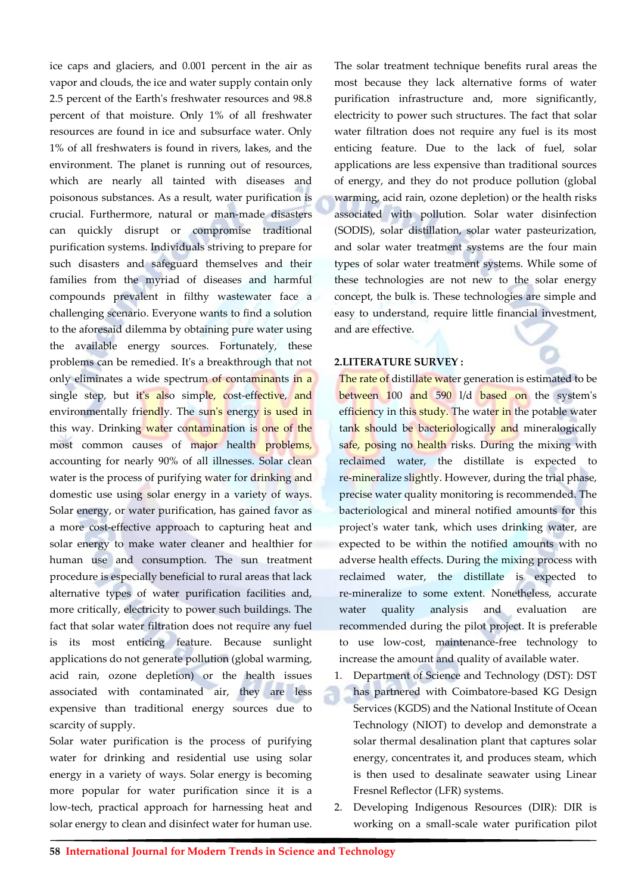ice caps and glaciers, and 0.001 percent in the air as vapor and clouds, the ice and water supply contain only 2.5 percent of the Earth's freshwater resources and 98.8 percent of that moisture. Only 1% of all freshwater resources are found in ice and subsurface water. Only 1% of all freshwaters is found in rivers, lakes, and the environment. The planet is running out of resources, which are nearly all tainted with diseases and poisonous substances. As a result, water purification is crucial. Furthermore, natural or man-made disasters can quickly disrupt or compromise traditional purification systems. Individuals striving to prepare for such disasters and safeguard themselves and their families from the myriad of diseases and harmful compounds prevalent in filthy wastewater face a challenging scenario. Everyone wants to find a solution to the aforesaid dilemma by obtaining pure water using the available energy sources. Fortunately, these problems can be remedied. It's a breakthrough that not only eliminates a wide spectrum of contaminants in a single step, but it's also simple, cost-effective, and environmentally friendly. The sun's energy is used in this way. Drinking water contamination is one of the most common causes of major health problems, accounting for nearly 90% of all illnesses. Solar clean water is the process of purifying water for drinking and domestic use using solar energy in a variety of ways. Solar energy, or water purification, has gained favor as a more cost-effective approach to capturing heat and solar energy to make water cleaner and healthier for human use and consumption. The sun treatment procedure is especially beneficial to rural areas that lack alternative types of water purification facilities and, more critically, electricity to power such buildings. The fact that solar water filtration does not require any fuel is its most enticing feature. Because sunlight applications do not generate pollution (global warming, acid rain, ozone depletion) or the health issues associated with contaminated air, they are less expensive than traditional energy sources due to scarcity of supply.

Solar water purification is the process of purifying water for drinking and residential use using solar energy in a variety of ways. Solar energy is becoming more popular for water purification since it is a low-tech, practical approach for harnessing heat and solar energy to clean and disinfect water for human use.

The solar treatment technique benefits rural areas the most because they lack alternative forms of water purification infrastructure and, more significantly, electricity to power such structures. The fact that solar water filtration does not require any fuel is its most enticing feature. Due to the lack of fuel, solar applications are less expensive than traditional sources of energy, and they do not produce pollution (global warming, acid rain, ozone depletion) or the health risks associated with pollution. Solar water disinfection (SODIS), solar distillation, solar water pasteurization, and solar water treatment systems are the four main types of solar water treatment systems. While some of these technologies are not new to the solar energy concept, the bulk is. These technologies are simple and easy to understand, require little financial investment, and are effective.

## 2.LITERATURE SURVEY :

The rate of distillate water generation is estimated to be between 100 and 590 l/d based on the system's efficiency in this study. The water in the potable water tank should be bacteriologically and mineralogically safe, posing no health risks. During the mixing with reclaimed water, the distillate is expected to re-mineralize slightly. However, during the trial phase, precise water quality monitoring is recommended. The bacteriological and mineral notified amounts for this project's water tank, which uses drinking water, are expected to be within the notified amounts with no adverse health effects. During the mixing process with reclaimed water, the distillate is expected to re-mineralize to some extent. Nonetheless, accurate water quality analysis and evaluation are recommended during the pilot project. It is preferable to use low-cost, maintenance-free technology to increase the amount and quality of available water.

1. Department of Science and Technology (DST): DST has partnered with Coimbatore-based KG Design Services (KGDS) and the National Institute of Ocean Technology (NIOT) to develop and demonstrate a solar thermal desalination plant that captures solar energy, concentrates it, and produces steam, which is then used to desalinate seawater using Linear Fresnel Reflector (LFR) systems.
2. Developing Indigenous Resources (DIR): DIR is working on a small-scale water purification pilot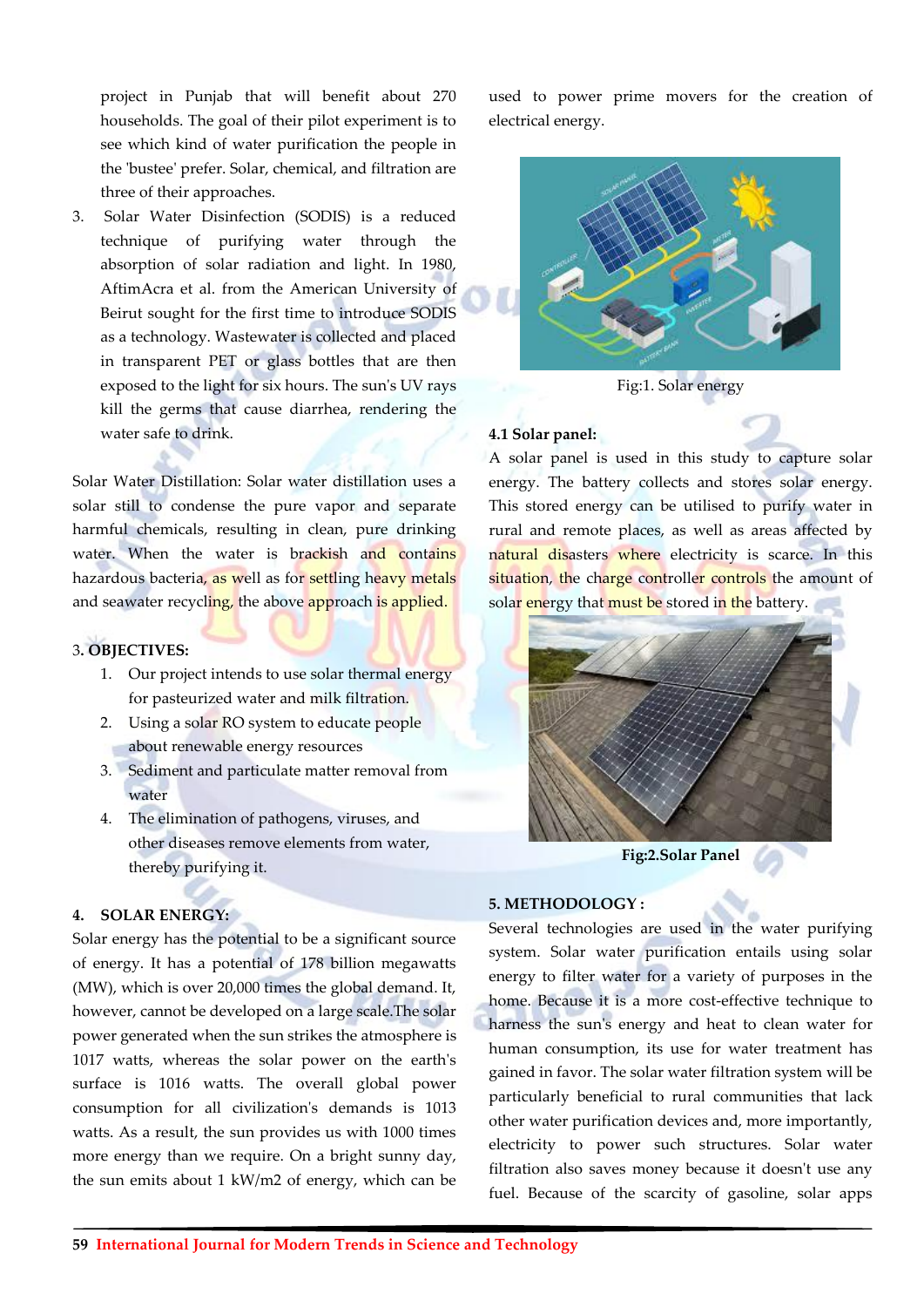project in Punjab that will benefit about 270 households. The goal of their pilot experiment is to see which kind of water purification the people in the 'bustee' prefer. Solar, chemical, and filtration are three of their approaches.

3. Solar Water Disinfection (SODIS) is a reduced technique of purifying water through the absorption of solar radiation and light. In 1980, AftimAcra et al. from the American University of Beirut sought for the first time to introduce SODIS as a technology. Wastewater is collected and placed in transparent PET or glass bottles that are then exposed to the light for six hours. The sun's UV rays kill the germs that cause diarrhea, rendering the water safe to drink.

Solar Water Distillation: Solar water distillation uses a solar still to condense the pure vapor and separate harmful chemicals, resulting in clean, pure drinking water. When the water is brackish and contains hazardous bacteria, as well as for settling heavy metals and seawater recycling, the above approach is applied.

## 3. OBJECTIVES:

1. Our project intends to use solar thermal energy for pasteurized water and milk filtration.
2. Using a solar RO system to educate people about renewable energy resources
3. Sediment and particulate matter removal from water
4. The elimination of pathogens, viruses, and other diseases remove elements from water, thereby purifying it.

## 4. SOLAR ENERGY:

Solar energy has the potential to be a significant source of energy. It has a potential of 178 billion megawatts (MW), which is over 20,000 times the global demand. It, however, cannot be developed on a large scale.The solar power generated when the sun strikes the atmosphere is 1017 watts, whereas the solar power on the earth's surface is 1016 watts. The overall global power consumption for all civilization's demands is 1013 watts. As a result, the sun provides us with 1000 times more energy than we require. On a bright sunny day, the sun emits about 1 kW/m2 of energy, which can be used to power prime movers for the creation of electrical energy.

Fig:1. Solar energy

### 4.1 Solar panel:

A solar panel is used in this study to capture solar energy. The battery collects and stores solar energy. This stored energy can be utilised to purify water in rural and remote places, as well as areas affected by natural disasters where electricity is scarce. In this situation, the charge controller controls the amount of solar energy that must be stored in the battery.

**Fig:2.Solar Panel**

## 5. METHODOLOGY :

Several technologies are used in the water purifying system. Solar water purification entails using solar energy to filter water for a variety of purposes in the home. Because it is a more cost-effective technique to harness the sun's energy and heat to clean water for human consumption, its use for water treatment has gained in favor. The solar water filtration system will be particularly beneficial to rural communities that lack other water purification devices and, more importantly, electricity to power such structures. Solar water filtration also saves money because it doesn't use any fuel. Because of the scarcity of gasoline, solar apps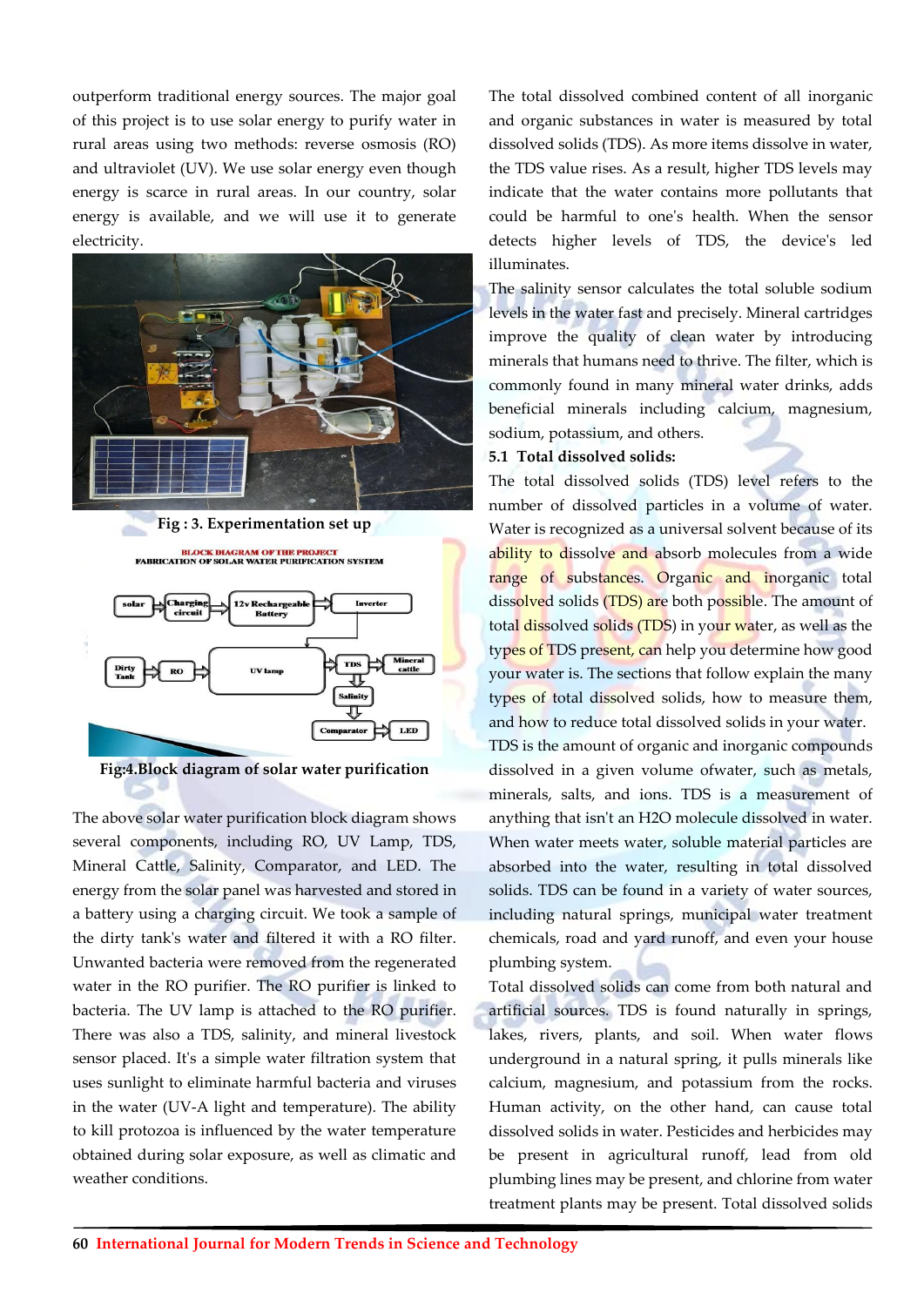outperform traditional energy sources. The major goal of this project is to use solar energy to purify water in rural areas using two methods: reverse osmosis (RO) and ultraviolet (UV). We use solar energy even though energy is scarce in rural areas. In our country, solar energy is available, and we will use it to generate electricity.

**Fig : 3. Experimentation set up**

**Fig:4.Block diagram of solar water purification**

The above solar water purification block diagram shows several components, including RO, UV Lamp, TDS, Mineral Cattle, Salinity, Comparator, and LED. The energy from the solar panel was harvested and stored in a battery using a charging circuit. We took a sample of the dirty tank's water and filtered it with a RO filter. Unwanted bacteria were removed from the regenerated water in the RO purifier. The RO purifier is linked to bacteria. The UV lamp is attached to the RO purifier. There was also a TDS, salinity, and mineral livestock sensor placed. It's a simple water filtration system that uses sunlight to eliminate harmful bacteria and viruses in the water (UV-A light and temperature). The ability to kill protozoa is influenced by the water temperature obtained during solar exposure, as well as climatic and weather conditions.

The total dissolved combined content of all inorganic and organic substances in water is measured by total dissolved solids (TDS). As more items dissolve in water, the TDS value rises. As a result, higher TDS levels may indicate that the water contains more pollutants that could be harmful to one's health. When the sensor detects higher levels of TDS, the device's led illuminates.

The salinity sensor calculates the total soluble sodium levels in the water fast and precisely. Mineral cartridges improve the quality of clean water by introducing minerals that humans need to thrive. The filter, which is commonly found in many mineral water drinks, adds beneficial minerals including calcium, magnesium, sodium, potassium, and others.

### 5.1 Total dissolved solids:

The total dissolved solids (TDS) level refers to the number of dissolved particles in a volume of water. Water is recognized as a universal solvent because of its ability to dissolve and absorb molecules from a wide range of substances. Organic and inorganic total dissolved solids (TDS) are both possible. The amount of total dissolved solids (TDS) in your water, as well as the types of TDS present, can help you determine how good your water is. The sections that follow explain the many types of total dissolved solids, how to measure them, and how to reduce total dissolved solids in your water.

TDS is the amount of organic and inorganic compounds dissolved in a given volume ofwater, such as metals, minerals, salts, and ions. TDS is a measurement of anything that isn't an H2O molecule dissolved in water. When water meets water, soluble material particles are absorbed into the water, resulting in total dissolved solids. TDS can be found in a variety of water sources, including natural springs, municipal water treatment chemicals, road and yard runoff, and even your house plumbing system.

Total dissolved solids can come from both natural and artificial sources. TDS is found naturally in springs, lakes, rivers, plants, and soil. When water flows underground in a natural spring, it pulls minerals like calcium, magnesium, and potassium from the rocks. Human activity, on the other hand, can cause total dissolved solids in water. Pesticides and herbicides may be present in agricultural runoff, lead from old plumbing lines may be present, and chlorine from water treatment plants may be present. Total dissolved solids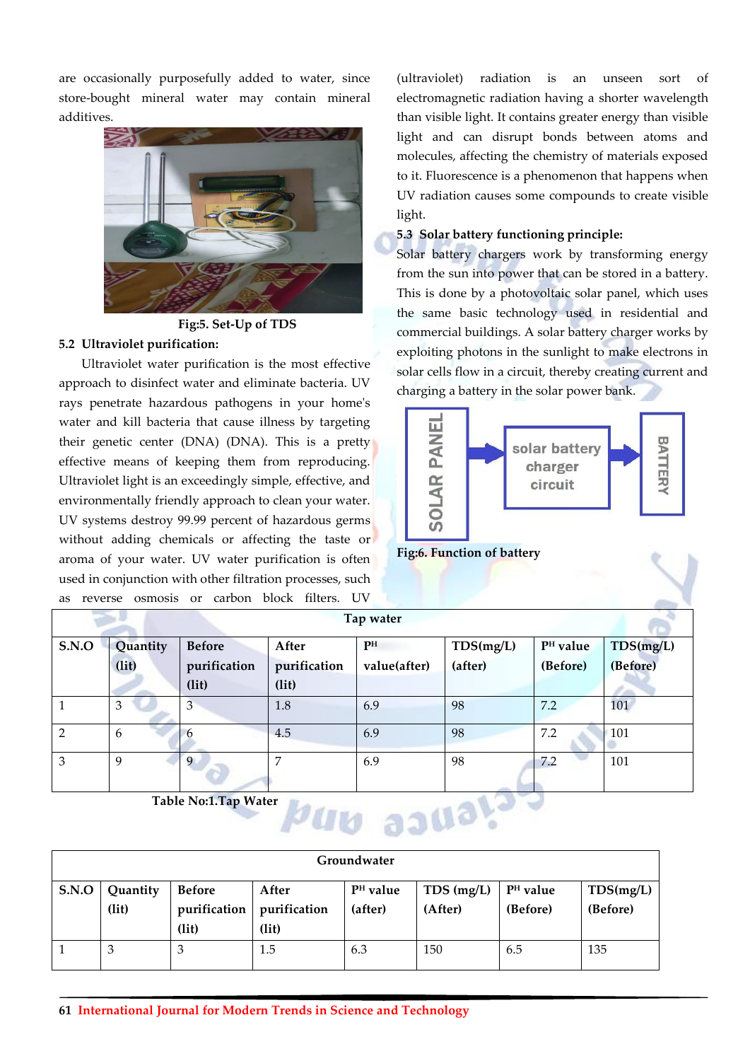are occasionally purposefully added to water, since store-bought mineral water may contain mineral additives.

Fig:5. Set-Up of TDS

## 5.2 Ultraviolet purification:

Ultraviolet water purification is the most effective approach to disinfect water and eliminate bacteria. UV rays penetrate hazardous pathogens in your home's water and kill bacteria that cause illness by targeting their genetic center (DNA) (DNA). This is a pretty effective means of keeping them from reproducing. Ultraviolet light is an exceedingly simple, effective, and environmentally friendly approach to clean your water. UV systems destroy 99.99 percent of hazardous germs without adding chemicals or affecting the taste or aroma of your water. UV water purification is often used in conjunction with other filtration processes, such as reverse osmosis or carbon block filters. UV (ultraviolet) radiation is an unseen sort of electromagnetic radiation having a shorter wavelength than visible light. It contains greater energy than visible light and can disrupt bonds between atoms and molecules, affecting the chemistry of materials exposed to it. Fluorescence is a phenomenon that happens when UV radiation causes some compounds to create visible light.

## 5.3 Solar battery functioning principle:

Solar battery chargers work by transforming energy from the sun into power that can be stored in a battery. This is done by a photovoltaic solar panel, which uses the same basic technology used in residential and commercial buildings. A solar battery charger works by exploiting photons in the sunlight to make electrons in solar cells flow in a circuit, thereby creating current and charging a battery in the solar power bank.

SOLAR PANEL → solar battery charger circuit → BATTERY

Fig:6. Function of battery

| Tap water | | | | | | | |
|---|---|---|---|---|---|---|---|
| S.N.O | Quantity (lit) | Before purification (lit) | After purification (lit) | $P^H$ value(after) | TDS(mg/L) (after) | $P^H$ value (Before) | TDS(mg/L) (Before) |
| 1 | 3 | 3 | 1.8 | 6.9 | 98 | 7.2 | 101 |
| 2 | 6 | 6 | 4.5 | 6.9 | 98 | 7.2 | 101 |
| 3 | 9 | 9 | 7 | 6.9 | 98 | 7.2 | 101 |

Table No:1.Tap Water

| Groundwater | | | | | | | |
|---|---|---|---|---|---|---|---|
| S.N.O | Quantity (lit) | Before purification (lit) | After purification (lit) | $P^H$ value (after) | TDS (mg/L) (After) | $P^H$ value (Before) | TDS(mg/L) (Before) |
| 1 | 3 | 3 | 1.5 | 6.3 | 150 | 6.5 | 135 |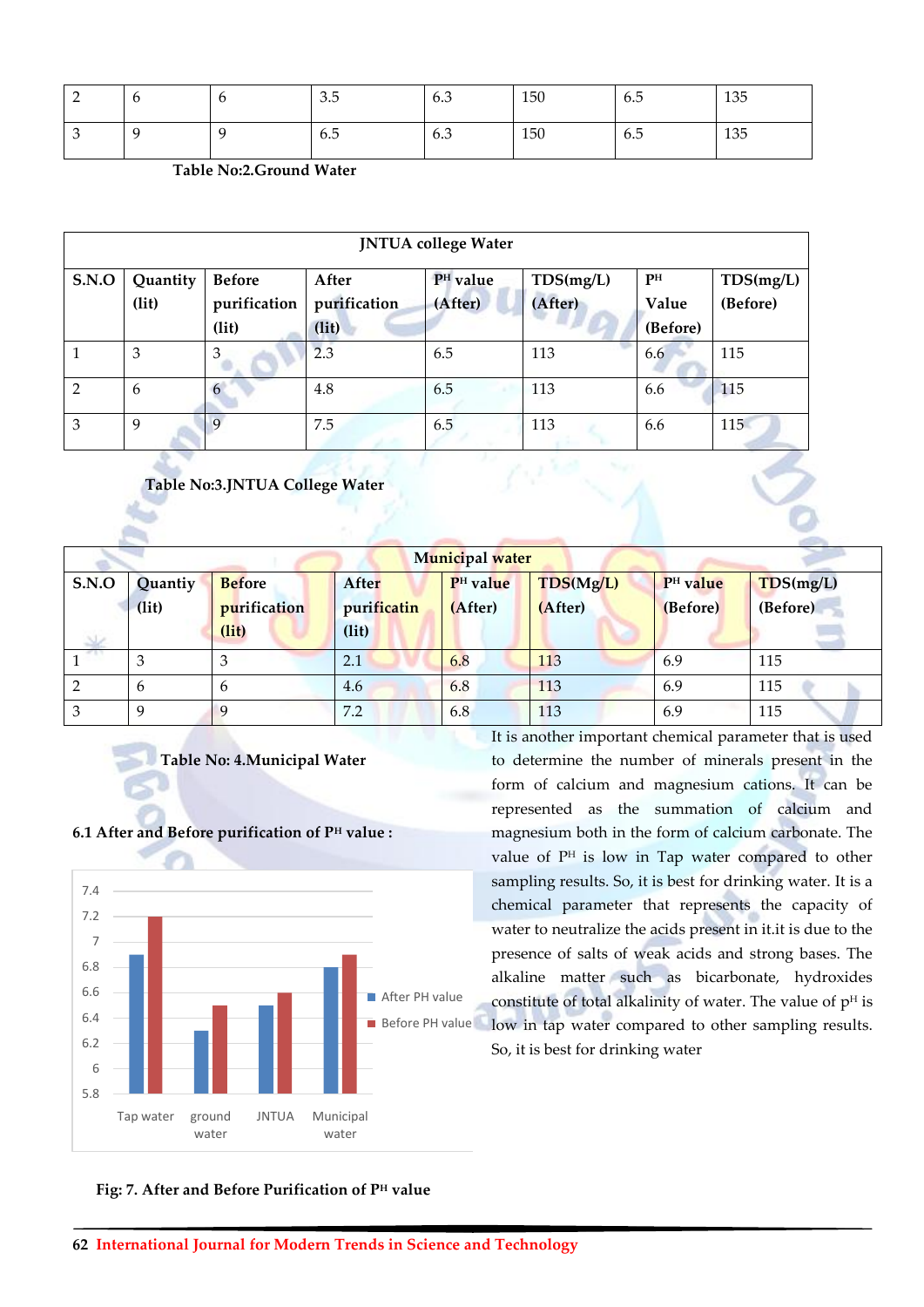| 2 | 6 | 6 | 3.5 | 6.3 | 150 | 6.5 | 135 |
|---|---|---|---|---|---|---|---|
| 3 | 9 | 9 | 6.5 | 6.3 | 150 | 6.5 | 135 |

**Table No:2.Ground Water**

| JNTUA college Water | | | | | | | |
|---|---|---|---|---|---|---|---|
| **S.NO** | **Quantity (lit)** | **Before purification (lit)** | **After purification (lit)** | **$P^H$ value (After)** | **TDS(mg/L) (After)** | **$P^H$ Value (Before)** | **TDS(mg/L) (Before)** |
| 1 | 3 | 3 | 2.3 | 6.5 | 113 | 6.6 | 115 |
| 2 | 6 | 6 | 4.8 | 6.5 | 113 | 6.6 | 115 |
| 3 | 9 | 9 | 7.5 | 6.5 | 113 | 6.6 | 115 |

**Table No:3.JNTUA College Water**

| Municipal water | | | | | | | |
|---|---|---|---|---|---|---|---|
| **S.NO** | **Quantity (lit)** | **Before purification (lit)** | **After purificatin (lit)** | **$P^H$ value (After)** | **TDS(Mg/L) (After)** | **$P^H$ value (Before)** | **TDS(mg/L) (Before)** |
| 1 | 3 | 3 | 2.1 | 6.8 | 113 | 6.9 | 115 |
| 2 | 6 | 6 | 4.6 | 6.8 | 113 | 6.9 | 115 |
| 3 | 9 | 9 | 7.2 | 6.8 | 113 | 6.9 | 115 |

**Table No: 4.Municipal Water**

**6.1 After and Before purification of $P^H$ value :**

**Fig: 7. After and Before Purification of $P^H$ value**

It is another important chemical parameter that is used to determine the number of minerals present in the form of calcium and magnesium cations. It can be represented as the summation of calcium and magnesium both in the form of calcium carbonate. The value of $P^H$ is low in Tap water compared to other sampling results. So, it is best for drinking water. It is a chemical parameter that represents the capacity of water to neutralize the acids present in it.it is due to the presence of salts of weak acids and strong bases. The alkaline matter such as bicarbonate, hydroxides constitute of total alkalinity of water. The value of $p^H$ is low in tap water compared to other sampling results. So, it is best for drinking water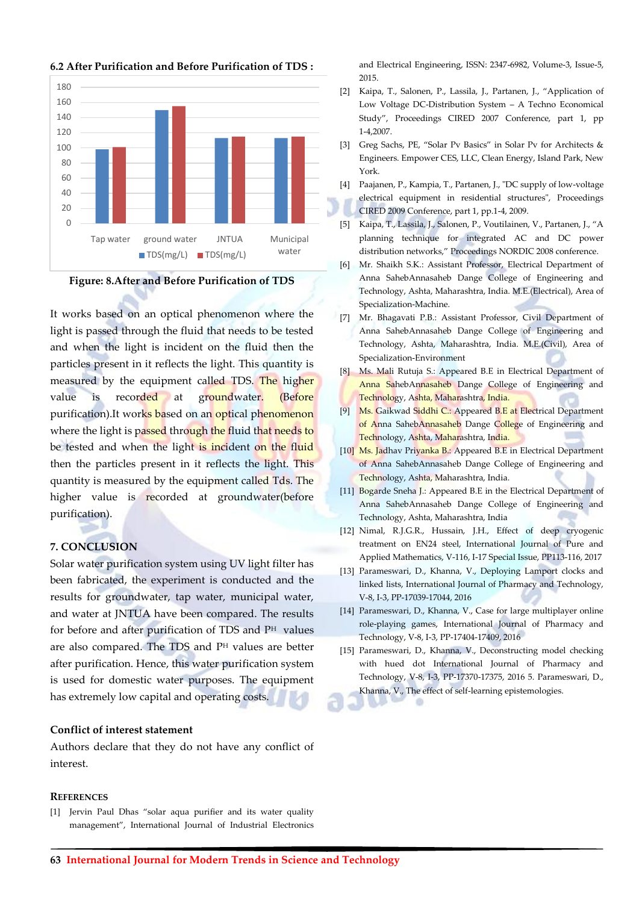### 6.2 After Purification and Before Purification of TDS :

180
160
140
120
100
80
60
40
20
0

Tap water
ground water
JNTUA
Municipal water

TDS(mg/L)
TDS(mg/L)

**Figure: 8.After and Before Purification of TDS**

It works based on an optical phenomenon where the light is passed through the fluid that needs to be tested and when the light is incident on the fluid then the particles present in it reflects the light. This quantity is measured by the equipment called TDS. The higher value is recorded at groundwater. (Before purification).It works based on an optical phenomenon where the light is passed through the fluid that needs to be tested and when the light is incident on the fluid then the particles present in it reflects the light. This quantity is measured by the equipment called Tds. The higher value is recorded at groundwater(before purification).

## 7. CONCLUSION

Solar water purification system using UV light filter has been fabricated, the experiment is conducted and the results for groundwater, tap water, municipal water, and water at JNTUA have been compared. The results for before and after purification of TDS and $P^H$ values are also compared. The TDS and $P^H$ values are better after purification. Hence, this water purification system is used for domestic water purposes. The equipment has extremely low capital and operating costs.

### Conflict of interest statement

Authors declare that they do not have any conflict of interest.

### REFERENCES

[1] Jervin Paul Dhas "solar aqua purifier and its water quality management", International Journal of Industrial Electronics and Electrical Engineering, ISSN: 2347-6982, Volume-3, Issue-5, 2015.

[2] Kaipa, T., Salonen, P., Lassila, J., Partanen, J., "Application of Low Voltage DC-Distribution System – A Techno Economical Study", Proceedings CIRED 2007 Conference, part 1, pp 1-4,2007.

[3] Greg Sachs, PE, "Solar Pv Basics" in Solar Pv for Architects & Engineers. Empower CES, LLC, Clean Energy, Island Park, New York.

[4] Paajanen, P., Kampia, T., Partanen, J., "DC supply of low-voltage electrical equipment in residential structures", Proceedings CIRED 2009 Conference, part 1, pp.1-4, 2009.

[5] Kaipa, T., Lassila, J., Salonen, P., Voutilainen, V., Partanen, J., "A planning technique for integrated AC and DC power distribution networks," Proceedings NORDIC 2008 conference.

[6] Mr. Shaikh S.K.: Assistant Professor, Electrical Department of Anna SahebAnnasaheb Dange College of Engineering and Technology, Ashta, Maharashtra, India. M.E.(Electrical), Area of Specialization-Machine.

[7] Mr. Bhagavati P.B.: Assistant Professor, Civil Department of Anna SahebAnnasaheb Dange College of Engineering and Technology, Ashta, Maharashtra, India. M.E.(Civil), Area of Specialization-Environment

[8] Ms. Mali Rutuja S.: Appeared B.E in Electrical Department of Anna SahebAnnasaheb Dange College of Engineering and Technology, Ashta, Maharashtra, India.

[9] Ms. Gaikwad Siddhi C.: Appeared B.E at Electrical Department of Anna SahebAnnasaheb Dange College of Engineering and Technology, Ashta, Maharashtra, India.

[10] Ms. Jadhav Priyanka B.: Appeared B.E in Electrical Department of Anna SahebAnnasaheb Dange College of Engineering and Technology, Ashta, Maharashtra, India.

[11] Bogarde Sneha J.: Appeared B.E in the Electrical Department of Anna SahebAnnasaheb Dange College of Engineering and Technology, Ashta, Maharashtra, India

[12] Nimal, R.J.G.R., Hussain, J.H., Effect of deep cryogenic treatment on EN24 steel, International Journal of Pure and Applied Mathematics, V-116, I-17 Special Issue, PP113-116, 2017

[13] Parameswari, D., Khanna, V., Deploying Lamport clocks and linked lists, International Journal of Pharmacy and Technology, V-8, I-3, PP-17039-17044, 2016

[14] Parameswari, D., Khanna, V., Case for large multiplayer online role-playing games, International Journal of Pharmacy and Technology, V-8, I-3, PP-17404-17409, 2016

[15] Parameswari, D., Khanna, V., Deconstructing model checking with hued dot International Journal of Pharmacy and Technology, V-8, I-3, PP-17370-17375, 2016 5. Parameswari, D., Khanna, V., The effect of self-learning epistemologies.